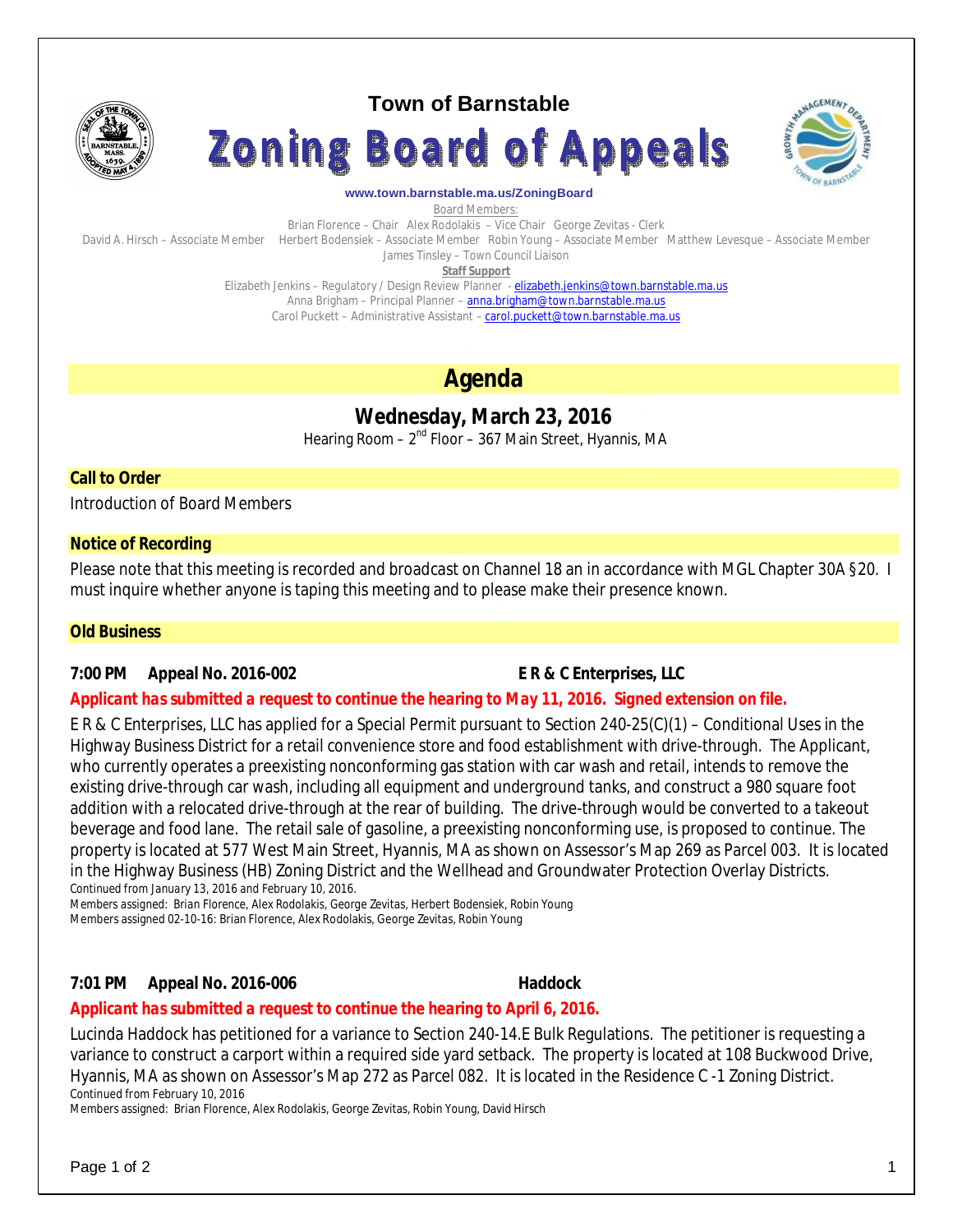# Town of Barnstable

# Zoning Board of Appeals

**www.town.barnstable.ma.us/ZoningBoard**

Board Members:

Brian Florence – Chair   Alex Rodolakis – Vice Chair   George Zevitas - Clerk

David A. Hirsch – Associate Member   Herbert Bodensiek – Associate Member   Robin Young – Associate Member   Matthew Levesque – Associate Member

James Tinsley – Town Council Liaison

**Staff Support**

Elizabeth Jenkins – Regulatory / Design Review Planner - elizabeth.jenkins@town.barnstable.ma.us

Anna Brigham – Principal Planner – anna.brigham@town.barnstable.ma.us

Carol Puckett – Administrative Assistant – carol.puckett@town.barnstable.ma.us

## Agenda

### Wednesday, March 23, 2016

Hearing Room – 2nd Floor – 367 Main Street, Hyannis, MA

**Call to Order**

Introduction of Board Members

**Notice of Recording**

Please note that this meeting is recorded and broadcast on Channel 18 an in accordance with MGL Chapter 30A §20. I must inquire whether anyone is taping this meeting and to please make their presence known.

**Old Business**

**7:00 PM Appeal No. 2016-002 E R & C Enterprises, LLC**

***Applicant has submitted a request to continue the hearing to May 11, 2016. Signed extension on file.***

E R & C Enterprises, LLC has applied for a Special Permit pursuant to Section 240-25(C)(1) – Conditional Uses in the Highway Business District for a retail convenience store and food establishment with drive-through. The Applicant, who currently operates a preexisting nonconforming gas station with car wash and retail, intends to remove the existing drive-through car wash, including all equipment and underground tanks, and construct a 980 square foot addition with a relocated drive-through at the rear of building. The drive-through would be converted to a takeout beverage and food lane. The retail sale of gasoline, a preexisting nonconforming use, is proposed to continue. The property is located at 577 West Main Street, Hyannis, MA as shown on Assessor's Map 269 as Parcel 003. It is located in the Highway Business (HB) Zoning District and the Wellhead and Groundwater Protection Overlay Districts.

Continued from January 13, 2016 and February 10, 2016.
Members assigned: Brian Florence, Alex Rodolakis, George Zevitas, Herbert Bodensiek, Robin Young
Members assigned 02-10-16: Brian Florence, Alex Rodolakis, George Zevitas, Robin Young

**7:01 PM Appeal No. 2016-006 Haddock**

***Applicant has submitted a request to continue the hearing to April 6, 2016.***

Lucinda Haddock has petitioned for a variance to Section 240-14.E Bulk Regulations. The petitioner is requesting a variance to construct a carport within a required side yard setback. The property is located at 108 Buckwood Drive, Hyannis, MA as shown on Assessor's Map 272 as Parcel 082. It is located in the Residence C -1 Zoning District.

Continued from February 10, 2016
Members assigned: Brian Florence, Alex Rodolakis, George Zevitas, Robin Young, David Hirsch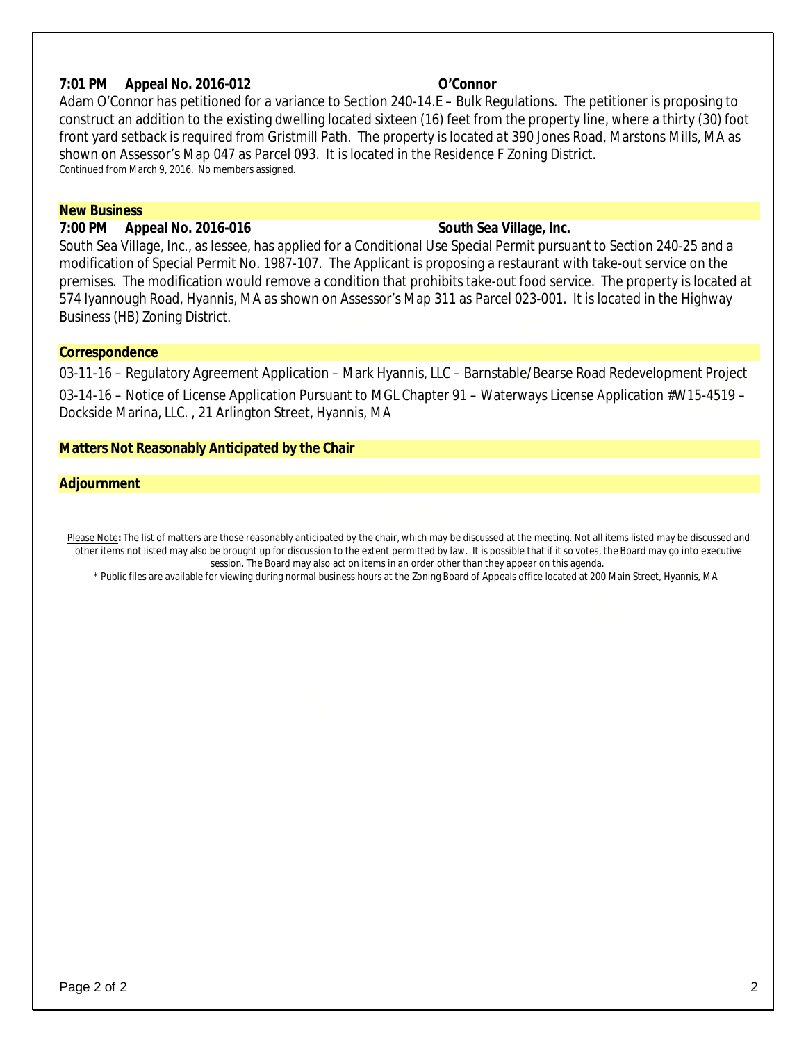**7:01 PM Appeal No. 2016-012 O'Connor**

Adam O'Connor has petitioned for a variance to Section 240-14.E – Bulk Regulations. The petitioner is proposing to construct an addition to the existing dwelling located sixteen (16) feet from the property line, where a thirty (30) foot front yard setback is required from Gristmill Path. The property is located at 390 Jones Road, Marstons Mills, MA as shown on Assessor's Map 047 as Parcel 093. It is located in the Residence F Zoning District.

*Continued from March 9, 2016. No members assigned.*

## New Business

**7:00 PM Appeal No. 2016-016 South Sea Village, Inc.**

South Sea Village, Inc., as lessee, has applied for a Conditional Use Special Permit pursuant to Section 240-25 and a modification of Special Permit No. 1987-107. The Applicant is proposing a restaurant with take-out service on the premises. The modification would remove a condition that prohibits take-out food service. The property is located at 574 Iyannough Road, Hyannis, MA as shown on Assessor's Map 311 as Parcel 023-001. It is located in the Highway Business (HB) Zoning District.

## Correspondence

03-11-16 – Regulatory Agreement Application – Mark Hyannis, LLC – Barnstable/Bearse Road Redevelopment Project

03-14-16 – Notice of License Application Pursuant to MGL Chapter 91 – Waterways License Application #W15-4519 – Dockside Marina, LLC. , 21 Arlington Street, Hyannis, MA

## Matters Not Reasonably Anticipated by the Chair

## Adjournment

*Please Note: The list of matters are those reasonably anticipated by the chair, which may be discussed at the meeting. Not all items listed may be discussed and other items not listed may also be brought up for discussion to the extent permitted by law. It is possible that if it so votes, the Board may go into executive session. The Board may also act on items in an order other than they appear on this agenda.*

*\* Public files are available for viewing during normal business hours at the Zoning Board of Appeals office located at 200 Main Street, Hyannis, MA*